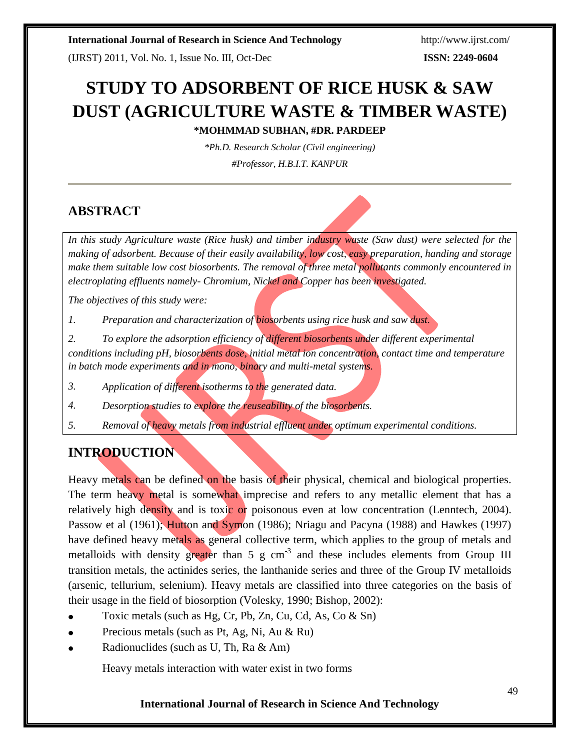# STUDY TO ADSORBENT OF RICE HUSK & SAW DUST (AGRICULTURE WASTE & TIMBER WASTE)

**\*MOHMMAD SUBHAN, #DR. PARDEEP**

*\*Ph.D. Research Scholar (Civil engineering)*

*#Professor, H.B.I.T. KANPUR*

## ABSTRACT

*In this study Agriculture waste (Rice husk) and timber industry waste (Saw dust) were selected for the making of adsorbent. Because of their easily availability, low cost, easy preparation, handing and storage make them suitable low cost biosorbents. The removal of three metal pollutants commonly encountered in electroplating effluents namely- Chromium, Nickel and Copper has been investigated.*

*The objectives of this study were:*

1. *Preparation and characterization of biosorbents using rice husk and saw dust.*
2. *To explore the adsorption efficiency of different biosorbents under different experimental conditions including pH, biosorbents dose, initial metal ion concentration, contact time and temperature in batch mode experiments and in mono, binary and multi-metal systems.*
3. *Application of different isotherms to the generated data.*
4. *Desorption studies to explore the reuseability of the biosorbents.*
5. *Removal of heavy metals from industrial effluent under optimum experimental conditions.*

## INTRODUCTION

Heavy metals can be defined on the basis of their physical, chemical and biological properties. The term heavy metal is somewhat imprecise and refers to any metallic element that has a relatively high density and is toxic or poisonous even at low concentration (Lenntech, 2004). Passow et al (1961); Hutton and Symon (1986); Nriagu and Pacyna (1988) and Hawkes (1997) have defined heavy metals as general collective term, which applies to the group of metals and metalloids with density greater than 5 g $cm^{-3}$ and these includes elements from Group III transition metals, the actinides series, the lanthanide series and three of the Group IV metalloids (arsenic, tellurium, selenium). Heavy metals are classified into three categories on the basis of their usage in the field of biosorption (Volesky, 1990; Bishop, 2002):

- Toxic metals (such as Hg, Cr, Pb, Zn, Cu, Cd, As, Co & Sn)
- Precious metals (such as Pt, Ag, Ni, Au & Ru)
- Radionuclides (such as U, Th, Ra & Am)

Heavy metals interaction with water exist in two forms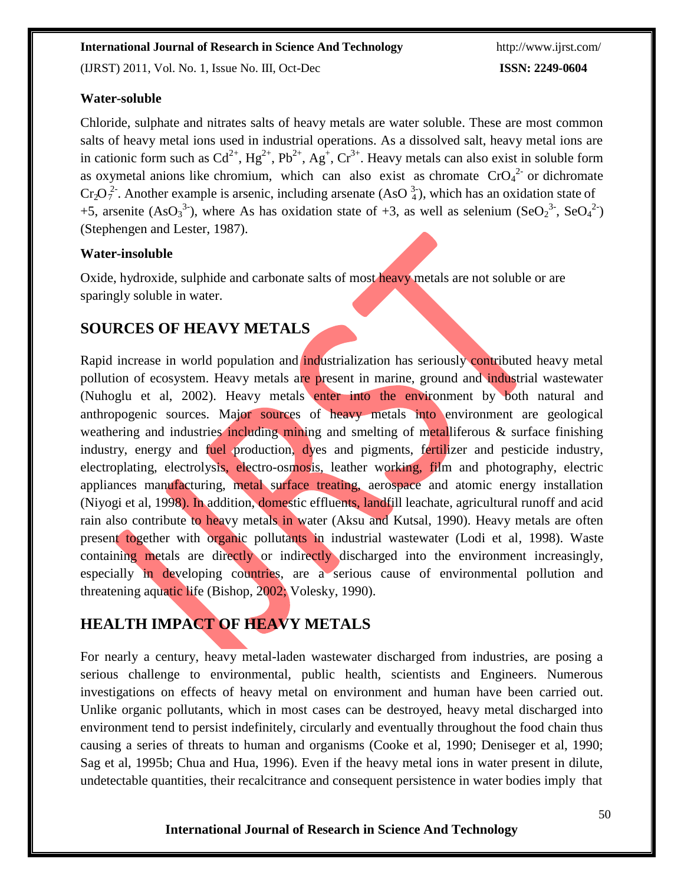**Water-soluble**

Chloride, sulphate and nitrates salts of heavy metals are water soluble. These are most common salts of heavy metal ions used in industrial operations. As a dissolved salt, heavy metal ions are in cationic form such as $Cd^{2+}$, $Hg^{2+}$, $Pb^{2+}$, $Ag^{+}$, $Cr^{3+}$. Heavy metals can also exist in soluble form as oxymetal anions like chromium, which can also exist as chromate $CrO_4^{2-}$ or dichromate $Cr_2O_7^{2-}$. Another example is arsenic, including arsenate ($AsO_4^{3-}$), which has an oxidation state of +5, arsenite ($AsO_3^{3-}$), where As has oxidation state of +3, as well as selenium ($SeO_2^{3-}$, $SeO_4^{2-}$) (Stephengen and Lester, 1987).

**Water-insoluble**

Oxide, hydroxide, sulphide and carbonate salts of most heavy metals are not soluble or are sparingly soluble in water.

## SOURCES OF HEAVY METALS

Rapid increase in world population and industrialization has seriously contributed heavy metal pollution of ecosystem. Heavy metals are present in marine, ground and industrial wastewater (Nuhoglu et al, 2002). Heavy metals enter into the environment by both natural and anthropogenic sources. Major sources of heavy metals into environment are geological weathering and industries including mining and smelting of metalliferous & surface finishing industry, energy and fuel production, dyes and pigments, fertilizer and pesticide industry, electroplating, electrolysis, electro-osmosis, leather working, film and photography, electric appliances manufacturing, metal surface treating, aerospace and atomic energy installation (Niyogi et al, 1998). In addition, domestic effluents, landfill leachate, agricultural runoff and acid rain also contribute to heavy metals in water (Aksu and Kutsal, 1990). Heavy metals are often present together with organic pollutants in industrial wastewater (Lodi et al, 1998). Waste containing metals are directly or indirectly discharged into the environment increasingly, especially in developing countries, are a serious cause of environmental pollution and threatening aquatic life (Bishop, 2002; Volesky, 1990).

## HEALTH IMPACT OF HEAVY METALS

For nearly a century, heavy metal-laden wastewater discharged from industries, are posing a serious challenge to environmental, public health, scientists and Engineers. Numerous investigations on effects of heavy metal on environment and human have been carried out. Unlike organic pollutants, which in most cases can be destroyed, heavy metal discharged into environment tend to persist indefinitely, circularly and eventually throughout the food chain thus causing a series of threats to human and organisms (Cooke et al, 1990; Deniseger et al, 1990; Sag et al, 1995b; Chua and Hua, 1996). Even if the heavy metal ions in water present in dilute, undetectable quantities, their recalcitrance and consequent persistence in water bodies imply that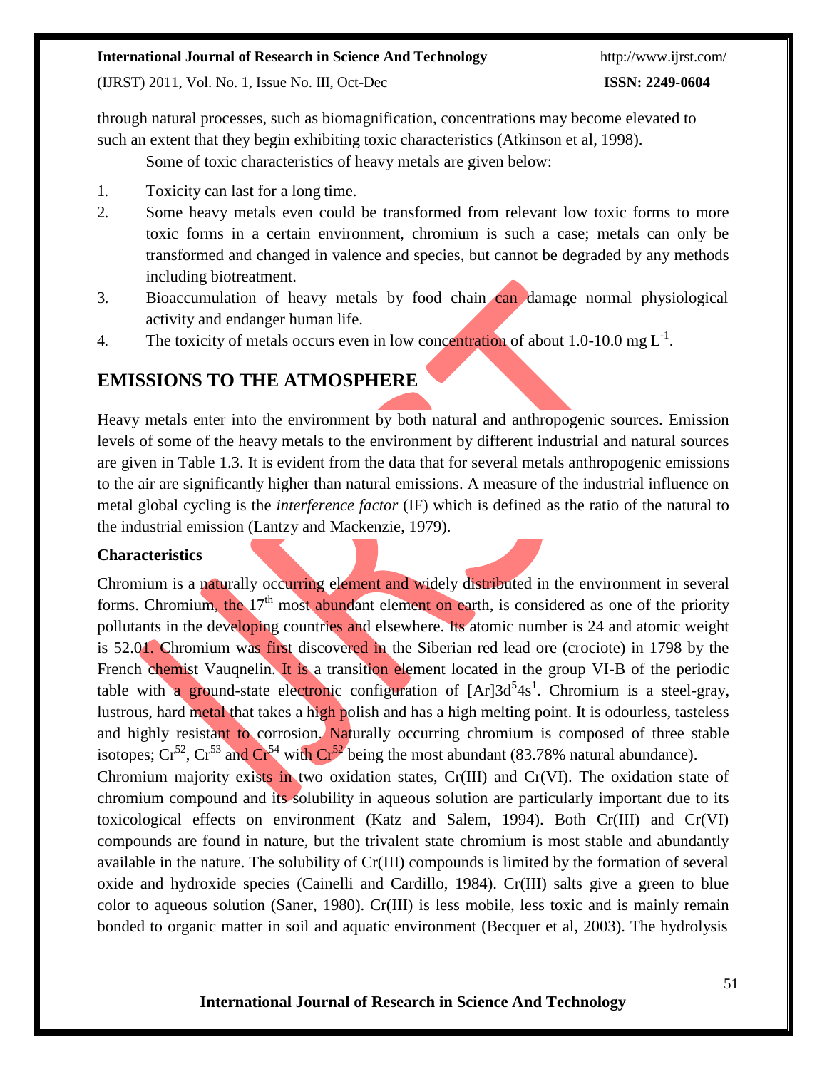through natural processes, such as biomagnification, concentrations may become elevated to such an extent that they begin exhibiting toxic characteristics (Atkinson et al, 1998).

Some of toxic characteristics of heavy metals are given below:

1. Toxicity can last for a long time.
2. Some heavy metals even could be transformed from relevant low toxic forms to more toxic forms in a certain environment, chromium is such a case; metals can only be transformed and changed in valence and species, but cannot be degraded by any methods including biotreatment.
3. Bioaccumulation of heavy metals by food chain can damage normal physiological activity and endanger human life.
4. The toxicity of metals occurs even in low concentration of about 1.0-10.0 mg $L^{-1}$.

## EMISSIONS TO THE ATMOSPHERE

Heavy metals enter into the environment by both natural and anthropogenic sources. Emission levels of some of the heavy metals to the environment by different industrial and natural sources are given in Table 1.3. It is evident from the data that for several metals anthropogenic emissions to the air are significantly higher than natural emissions. A measure of the industrial influence on metal global cycling is the *interference factor* (IF) which is defined as the ratio of the natural to the industrial emission (Lantzy and Mackenzie, 1979).

### Characteristics

Chromium is a naturally occurring element and widely distributed in the environment in several forms. Chromium, the $17^{th}$ most abundant element on earth, is considered as one of the priority pollutants in the developing countries and elsewhere. Its atomic number is 24 and atomic weight is 52.01. Chromium was first discovered in the Siberian red lead ore (crociote) in 1798 by the French chemist Vauqnelin. It is a transition element located in the group VI-B of the periodic table with a ground-state electronic configuration of $[Ar]3d^5 4s^1$. Chromium is a steel-gray, lustrous, hard metal that takes a high polish and has a high melting point. It is odourless, tasteless and highly resistant to corrosion. Naturally occurring chromium is composed of three stable isotopes; $Cr^{52}$, $Cr^{53}$ and $Cr^{54}$ with $Cr^{52}$ being the most abundant (83.78% natural abundance).

Chromium majority exists in two oxidation states, Cr(III) and Cr(VI). The oxidation state of chromium compound and its solubility in aqueous solution are particularly important due to its toxicological effects on environment (Katz and Salem, 1994). Both Cr(III) and Cr(VI) compounds are found in nature, but the trivalent state chromium is most stable and abundantly available in the nature. The solubility of Cr(III) compounds is limited by the formation of several oxide and hydroxide species (Cainelli and Cardillo, 1984). Cr(III) salts give a green to blue color to aqueous solution (Saner, 1980). Cr(III) is less mobile, less toxic and is mainly remain bonded to organic matter in soil and aquatic environment (Becquer et al, 2003). The hydrolysis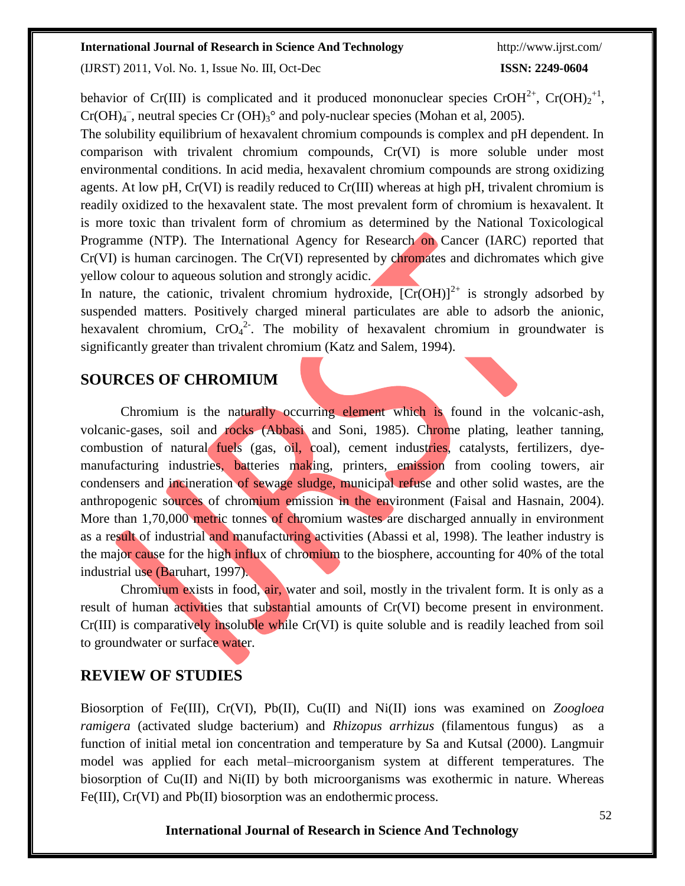behavior of Cr(III) is complicated and it produced mononuclear species $CrOH^{2+}$, $Cr(OH)_2^{+1}$, $Cr(OH)_4^{-}$, neutral species Cr $(OH)_3°$ and poly-nuclear species (Mohan et al, 2005).

The solubility equilibrium of hexavalent chromium compounds is complex and pH dependent. In comparison with trivalent chromium compounds, Cr(VI) is more soluble under most environmental conditions. In acid media, hexavalent chromium compounds are strong oxidizing agents. At low pH, Cr(VI) is readily reduced to Cr(III) whereas at high pH, trivalent chromium is readily oxidized to the hexavalent state. The most prevalent form of chromium is hexavalent. It is more toxic than trivalent form of chromium as determined by the National Toxicological Programme (NTP). The International Agency for Research on Cancer (IARC) reported that Cr(VI) is human carcinogen. The Cr(VI) represented by chromates and dichromates which give yellow colour to aqueous solution and strongly acidic.

In nature, the cationic, trivalent chromium hydroxide, $[Cr(OH)]^{2+}$ is strongly adsorbed by suspended matters. Positively charged mineral particulates are able to adsorb the anionic, hexavalent chromium, $CrO_4^{2-}$. The mobility of hexavalent chromium in groundwater is significantly greater than trivalent chromium (Katz and Salem, 1994).

## SOURCES OF CHROMIUM

Chromium is the naturally occurring element which is found in the volcanic-ash, volcanic-gases, soil and rocks (Abbasi and Soni, 1985). Chrome plating, leather tanning, combustion of natural fuels (gas, oil, coal), cement industries, catalysts, fertilizers, dye-manufacturing industries, batteries making, printers, emission from cooling towers, air condensers and incineration of sewage sludge, municipal refuse and other solid wastes, are the anthropogenic sources of chromium emission in the environment (Faisal and Hasnain, 2004). More than 1,70,000 metric tonnes of chromium wastes are discharged annually in environment as a result of industrial and manufacturing activities (Abassi et al, 1998). The leather industry is the major cause for the high influx of chromium to the biosphere, accounting for 40% of the total industrial use (Baruhart, 1997).

Chromium exists in food, air, water and soil, mostly in the trivalent form. It is only as a result of human activities that substantial amounts of Cr(VI) become present in environment. Cr(III) is comparatively insoluble while Cr(VI) is quite soluble and is readily leached from soil to groundwater or surface water.

## REVIEW OF STUDIES

Biosorption of Fe(III), Cr(VI), Pb(II), Cu(II) and Ni(II) ions was examined on *Zoogloea ramigera* (activated sludge bacterium) and *Rhizopus arrhizus* (filamentous fungus) as a function of initial metal ion concentration and temperature by Sa and Kutsal (2000). Langmuir model was applied for each metal–microorganism system at different temperatures. The biosorption of Cu(II) and Ni(II) by both microorganisms was exothermic in nature. Whereas Fe(III), Cr(VI) and Pb(II) biosorption was an endothermic process.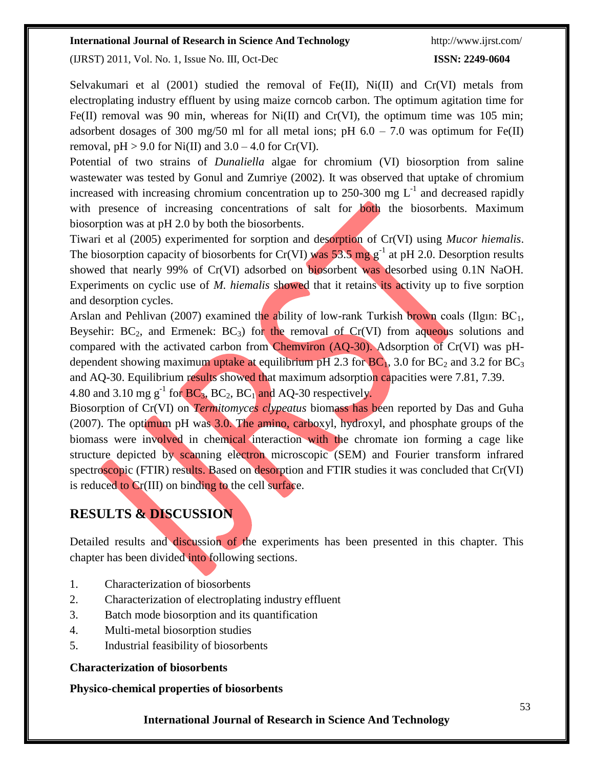Selvakumari et al (2001) studied the removal of Fe(II), Ni(II) and Cr(VI) metals from electroplating industry effluent by using maize corncob carbon. The optimum agitation time for Fe(II) removal was 90 min, whereas for Ni(II) and Cr(VI), the optimum time was 105 min; adsorbent dosages of 300 mg/50 ml for all metal ions; pH 6.0 – 7.0 was optimum for Fe(II) removal, pH > 9.0 for Ni(II) and 3.0 – 4.0 for Cr(VI).

Potential of two strains of *Dunaliella* algae for chromium (VI) biosorption from saline wastewater was tested by Gonul and Zumriye (2002). It was observed that uptake of chromium increased with increasing chromium concentration up to 250-300 mg $L^{-1}$ and decreased rapidly with presence of increasing concentrations of salt for both the biosorbents. Maximum biosorption was at pH 2.0 by both the biosorbents.

Tiwari et al (2005) experimented for sorption and desorption of Cr(VI) using *Mucor hiemalis*. The biosorption capacity of biosorbents for Cr(VI) was 53.5 mg $g^{-1}$ at pH 2.0. Desorption results showed that nearly 99% of Cr(VI) adsorbed on biosorbent was desorbed using 0.1N NaOH. Experiments on cyclic use of *M. hiemalis* showed that it retains its activity up to five sorption and desorption cycles.

Arslan and Pehlivan (2007) examined the ability of low-rank Turkish brown coals (Ilgın: $BC_1$, Beysehir: $BC_2$, and Ermenek: $BC_3$) for the removal of Cr(VI) from aqueous solutions and compared with the activated carbon from Chemviron (AQ-30). Adsorption of Cr(VI) was pH-dependent showing maximum uptake at equilibrium pH 2.3 for $BC_1$, 3.0 for $BC_2$ and 3.2 for $BC_3$ and AQ-30. Equilibrium results showed that maximum adsorption capacities were 7.81, 7.39. 4.80 and 3.10 mg $g^{-1}$ for $BC_3$, $BC_2$, $BC_1$ and AQ-30 respectively.

Biosorption of Cr(VI) on *Termitomyces clypeatus* biomass has been reported by Das and Guha (2007). The optimum pH was 3.0. The amino, carboxyl, hydroxyl, and phosphate groups of the biomass were involved in chemical interaction with the chromate ion forming a cage like structure depicted by scanning electron microscopic (SEM) and Fourier transform infrared spectroscopic (FTIR) results. Based on desorption and FTIR studies it was concluded that Cr(VI) is reduced to Cr(III) on binding to the cell surface.

## RESULTS & DISCUSSION

Detailed results and discussion of the experiments has been presented in this chapter. This chapter has been divided into following sections.

1. Characterization of biosorbents
2. Characterization of electroplating industry effluent
3. Batch mode biosorption and its quantification
4. Multi-metal biosorption studies
5. Industrial feasibility of biosorbents

**Characterization of biosorbents**

**Physico-chemical properties of biosorbents**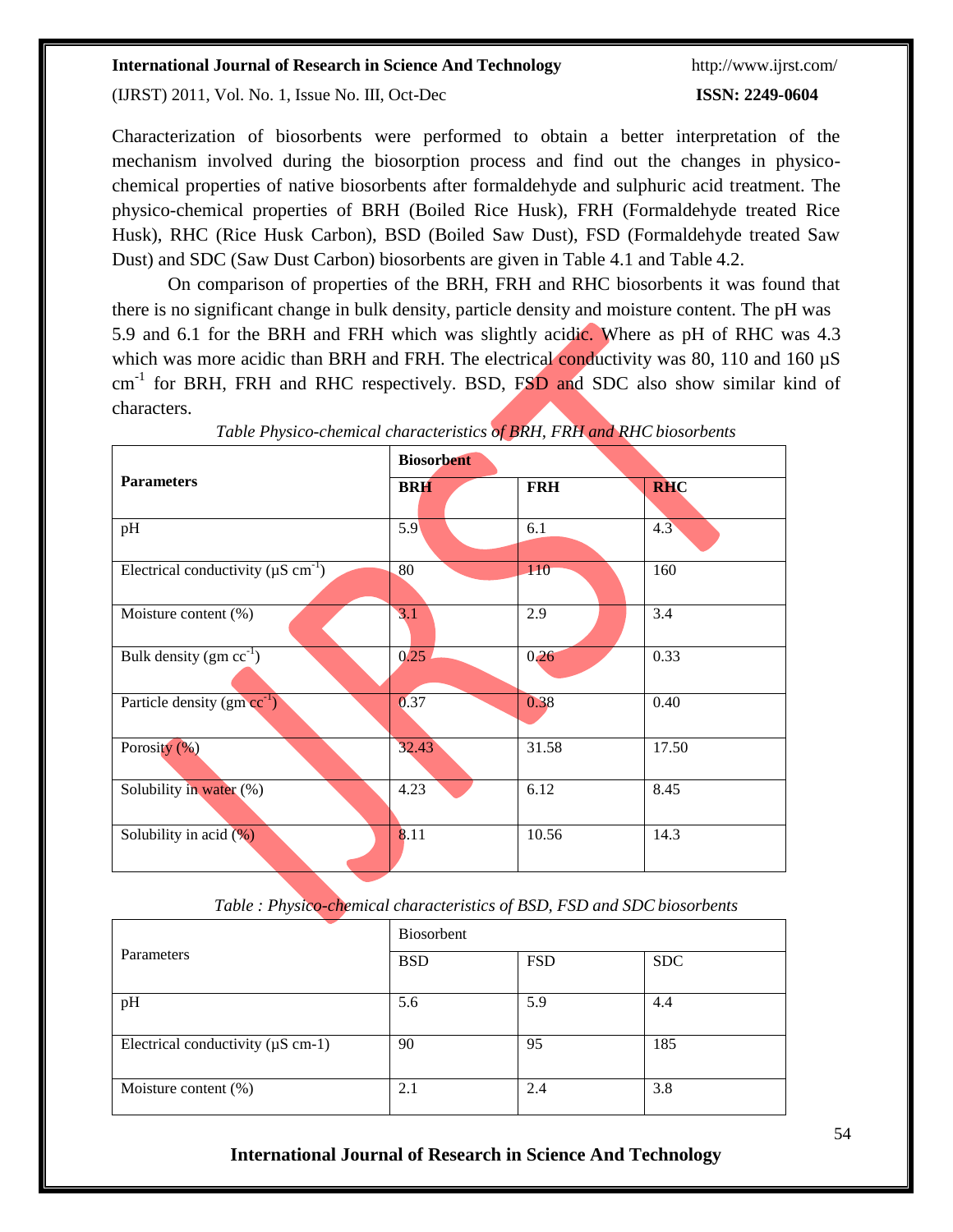Characterization of biosorbents were performed to obtain a better interpretation of the mechanism involved during the biosorption process and find out the changes in physico-chemical properties of native biosorbents after formaldehyde and sulphuric acid treatment. The physico-chemical properties of BRH (Boiled Rice Husk), FRH (Formaldehyde treated Rice Husk), RHC (Rice Husk Carbon), BSD (Boiled Saw Dust), FSD (Formaldehyde treated Saw Dust) and SDC (Saw Dust Carbon) biosorbents are given in Table 4.1 and Table 4.2.

On comparison of properties of the BRH, FRH and RHC biosorbents it was found that there is no significant change in bulk density, particle density and moisture content. The pH was 5.9 and 6.1 for the BRH and FRH which was slightly acidic. Where as pH of RHC was 4.3 which was more acidic than BRH and FRH. The electrical conductivity was 80, 110 and 160 µS $cm^{-1}$ for BRH, FRH and RHC respectively. BSD, FSD and SDC also show similar kind of characters.

*Table Physico-chemical characteristics of BRH, FRH and RHC biosorbents*

| **Parameters** | **Biosorbent** | | |
|---|---|---|---|
| | **BRH** | **FRH** | **RHC** |
| pH | 5.9 | 6.1 | 4.3 |
| Electrical conductivity (µS $cm^{-1}$) | 80 | 110 | 160 |
| Moisture content (%) | 3.1 | 2.9 | 3.4 |
| Bulk density (gm $cc^{-1}$) | 0.25 | 0.26 | 0.33 |
| Particle density (gm $cc^{-1}$) | 0.37 | 0.38 | 0.40 |
| Porosity (%) | 32.43 | 31.58 | 17.50 |
| Solubility in water (%) | 4.23 | 6.12 | 8.45 |
| Solubility in acid (%) | 8.11 | 10.56 | 14.3 |

*Table : Physico-chemical characteristics of BSD, FSD and SDC biosorbents*

| Parameters | Biosorbent | | |
|---|---|---|---|
| | BSD | FSD | SDC |
| pH | 5.6 | 5.9 | 4.4 |
| Electrical conductivity (µS cm-1) | 90 | 95 | 185 |
| Moisture content (%) | 2.1 | 2.4 | 3.8 |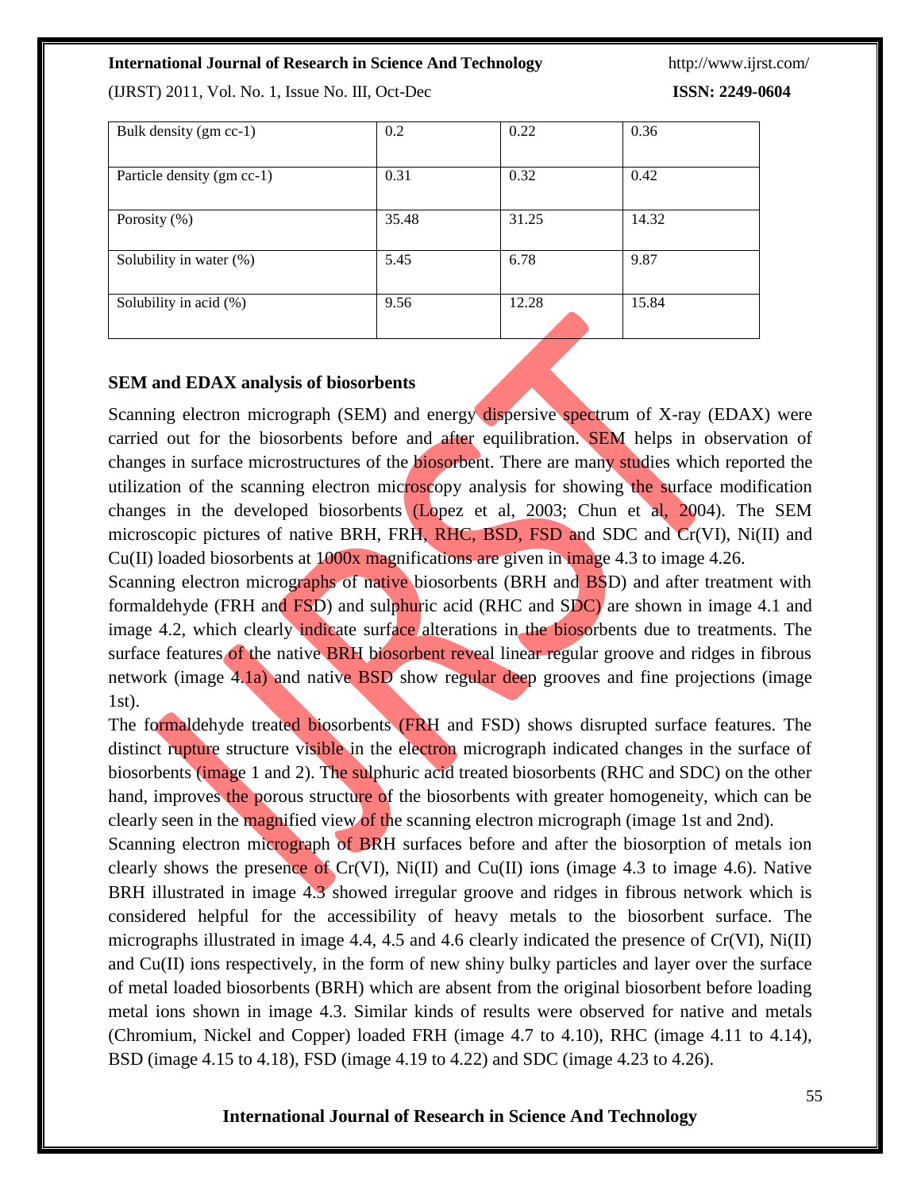| Bulk density (gm cc-1) | 0.2 | 0.22 | 0.36 |
|---|---|---|---|
| Particle density (gm cc-1) | 0.31 | 0.32 | 0.42 |
| Porosity (%) | 35.48 | 31.25 | 14.32 |
| Solubility in water (%) | 5.45 | 6.78 | 9.87 |
| Solubility in acid (%) | 9.56 | 12.28 | 15.84 |

### SEM and EDAX analysis of biosorbents

Scanning electron micrograph (SEM) and energy dispersive spectrum of X-ray (EDAX) were carried out for the biosorbents before and after equilibration. SEM helps in observation of changes in surface microstructures of the biosorbent. There are many studies which reported the utilization of the scanning electron microscopy analysis for showing the surface modification changes in the developed biosorbents (Lopez et al, 2003; Chun et al, 2004). The SEM microscopic pictures of native BRH, FRH, RHC, BSD, FSD and SDC and Cr(VI), Ni(II) and Cu(II) loaded biosorbents at 1000x magnifications are given in image 4.3 to image 4.26.

Scanning electron micrographs of native biosorbents (BRH and BSD) and after treatment with formaldehyde (FRH and FSD) and sulphuric acid (RHC and SDC) are shown in image 4.1 and image 4.2, which clearly indicate surface alterations in the biosorbents due to treatments. The surface features of the native BRH biosorbent reveal linear regular groove and ridges in fibrous network (image 4.1a) and native BSD show regular deep grooves and fine projections (image 1st).

The formaldehyde treated biosorbents (FRH and FSD) shows disrupted surface features. The distinct rupture structure visible in the electron micrograph indicated changes in the surface of biosorbents (image 1 and 2). The sulphuric acid treated biosorbents (RHC and SDC) on the other hand, improves the porous structure of the biosorbents with greater homogeneity, which can be clearly seen in the magnified view of the scanning electron micrograph (image 1st and 2nd).

Scanning electron micrograph of BRH surfaces before and after the biosorption of metals ion clearly shows the presence of Cr(VI), Ni(II) and Cu(II) ions (image 4.3 to image 4.6). Native BRH illustrated in image 4.3 showed irregular groove and ridges in fibrous network which is considered helpful for the accessibility of heavy metals to the biosorbent surface. The micrographs illustrated in image 4.4, 4.5 and 4.6 clearly indicated the presence of Cr(VI), Ni(II) and Cu(II) ions respectively, in the form of new shiny bulky particles and layer over the surface of metal loaded biosorbents (BRH) which are absent from the original biosorbent before loading metal ions shown in image 4.3. Similar kinds of results were observed for native and metals (Chromium, Nickel and Copper) loaded FRH (image 4.7 to 4.10), RHC (image 4.11 to 4.14), BSD (image 4.15 to 4.18), FSD (image 4.19 to 4.22) and SDC (image 4.23 to 4.26).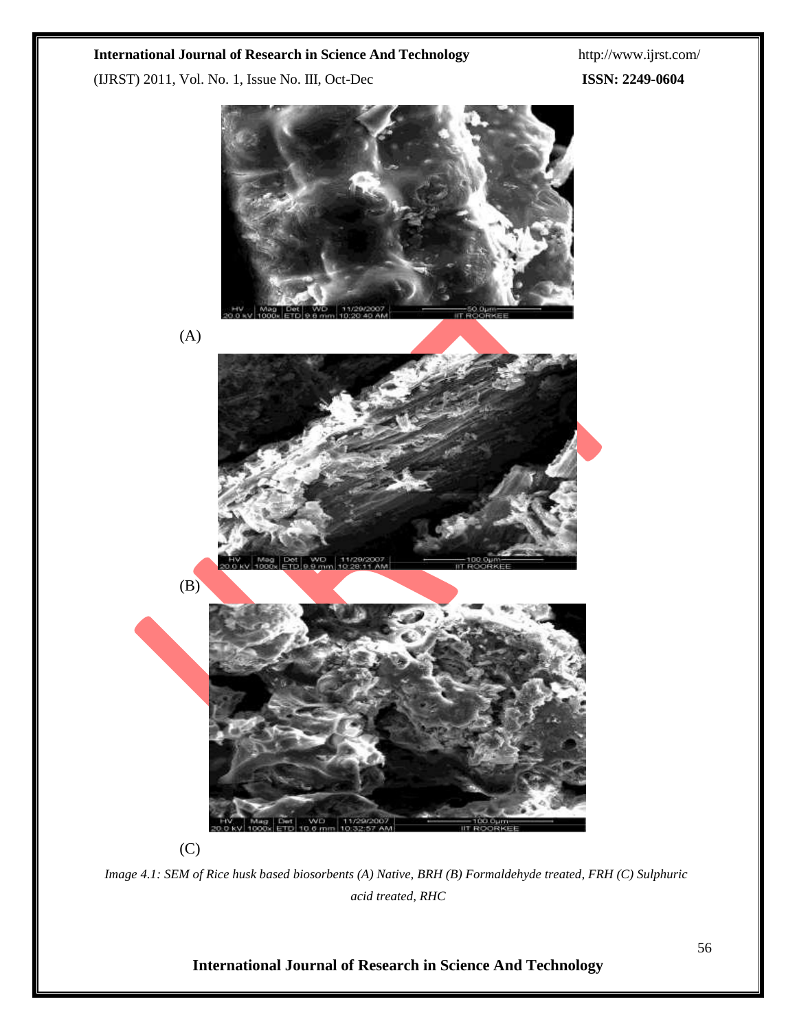(A)

(B)

(C)

*Image 4.1: SEM of Rice husk based biosorbents (A) Native, BRH (B) Formaldehyde treated, FRH (C) Sulphuric acid treated, RHC*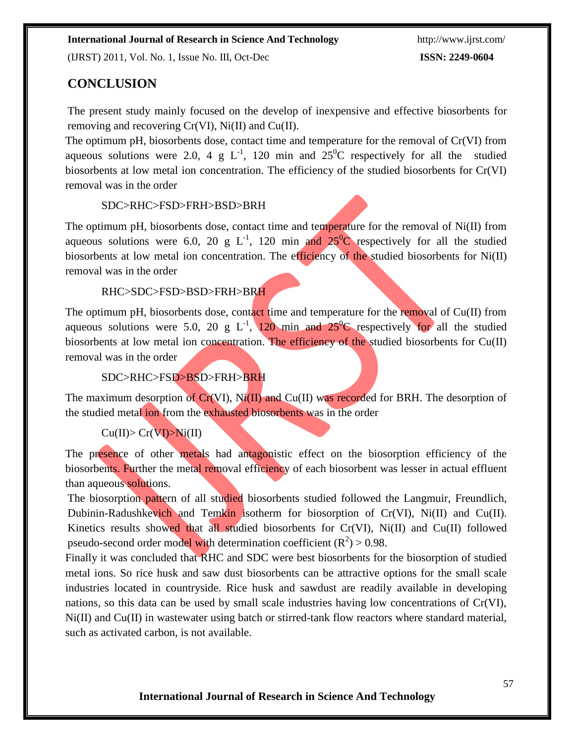## CONCLUSION

The present study mainly focused on the develop of inexpensive and effective biosorbents for removing and recovering Cr(VI), Ni(II) and Cu(II).

The optimum pH, biosorbents dose, contact time and temperature for the removal of Cr(VI) from aqueous solutions were 2.0, 4 g $L^{-1}$, 120 min and $25^0$C respectively for all the studied biosorbents at low metal ion concentration. The efficiency of the studied biosorbents for Cr(VI) removal was in the order

SDC>RHC>FSD>FRH>BSD>BRH

The optimum pH, biosorbents dose, contact time and temperature for the removal of Ni(II) from aqueous solutions were 6.0, 20 g $L^{-1}$, 120 min and $25^0$C respectively for all the studied biosorbents at low metal ion concentration. The efficiency of the studied biosorbents for Ni(II) removal was in the order

RHC>SDC>FSD>BSD>FRH>BRH

The optimum pH, biosorbents dose, contact time and temperature for the removal of Cu(II) from aqueous solutions were 5.0, 20 g $L^{-1}$, 120 min and $25^0$C respectively for all the studied biosorbents at low metal ion concentration. The efficiency of the studied biosorbents for Cu(II) removal was in the order

SDC>RHC>FSD>BSD>FRH>BRH

The maximum desorption of Cr(VI), Ni(II) and Cu(II) was recorded for BRH. The desorption of the studied metal ion from the exhausted biosorbents was in the order

Cu(II)> Cr(VI)>Ni(II)

The presence of other metals had antagonistic effect on the biosorption efficiency of the biosorbents. Further the metal removal efficiency of each biosorbent was lesser in actual effluent than aqueous solutions.

The biosorption pattern of all studied biosorbents studied followed the Langmuir, Freundlich, Dubinin-Radushkevich and Temkin isotherm for biosorption of Cr(VI), Ni(II) and Cu(II). Kinetics results showed that all studied biosorbents for Cr(VI), Ni(II) and Cu(II) followed pseudo-second order model with determination coefficient ($R^2$) > 0.98.

Finally it was concluded that RHC and SDC were best biosorbents for the biosorption of studied metal ions. So rice husk and saw dust biosorbents can be attractive options for the small scale industries located in countryside. Rice husk and sawdust are readily available in developing nations, so this data can be used by small scale industries having low concentrations of Cr(VI), Ni(II) and Cu(II) in wastewater using batch or stirred-tank flow reactors where standard material, such as activated carbon, is not available.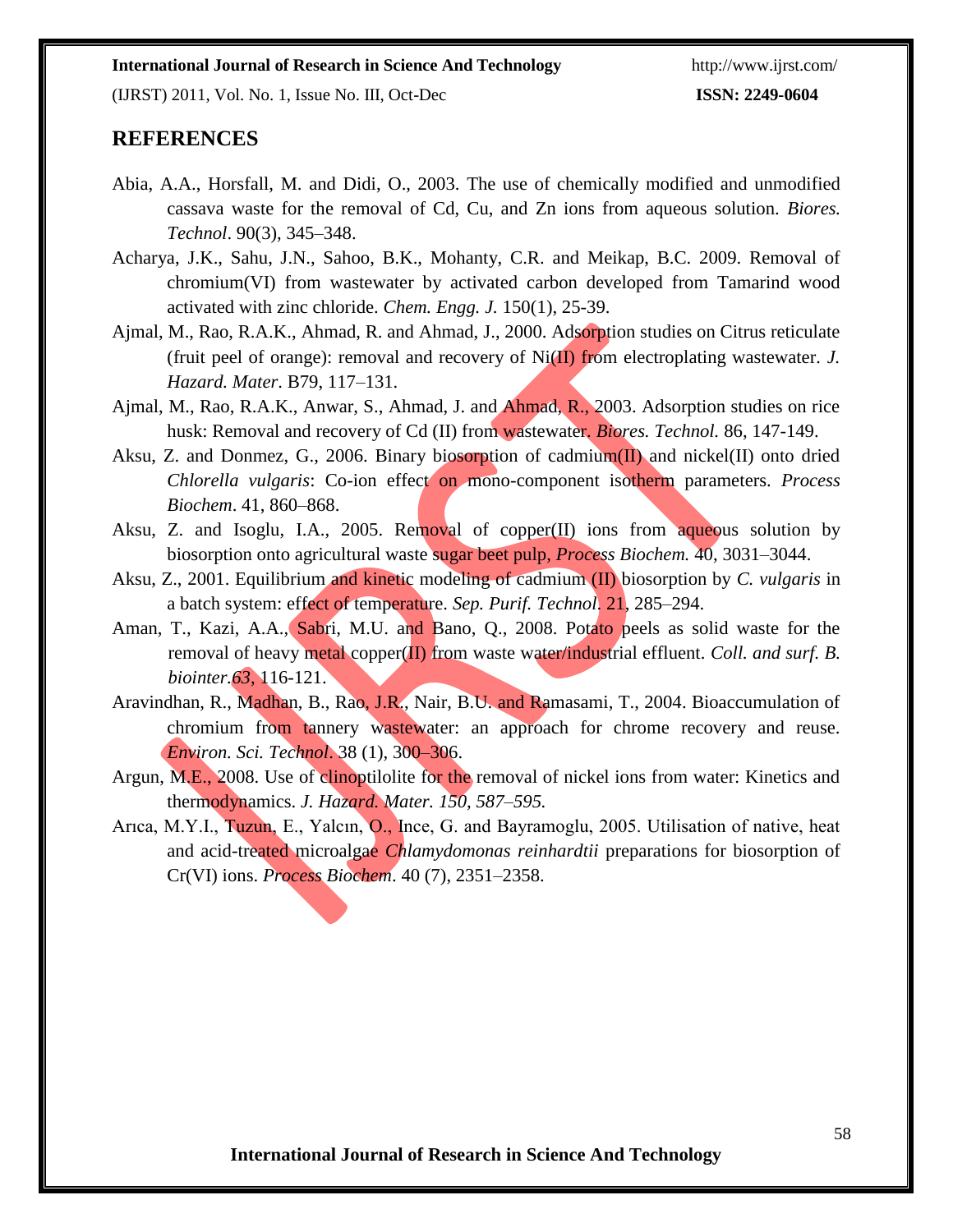## REFERENCES

Abia, A.A., Horsfall, M. and Didi, O., 2003. The use of chemically modified and unmodified cassava waste for the removal of Cd, Cu, and Zn ions from aqueous solution. *Biores. Technol*. 90(3), 345–348.

Acharya, J.K., Sahu, J.N., Sahoo, B.K., Mohanty, C.R. and Meikap, B.C. 2009. Removal of chromium(VI) from wastewater by activated carbon developed from Tamarind wood activated with zinc chloride. *Chem. Engg. J.* 150(1), 25-39.

Ajmal, M., Rao, R.A.K., Ahmad, R. and Ahmad, J., 2000. Adsorption studies on Citrus reticulate (fruit peel of orange): removal and recovery of Ni(II) from electroplating wastewater. *J. Hazard. Mater*. B79, 117–131.

Ajmal, M., Rao, R.A.K., Anwar, S., Ahmad, J. and Ahmad, R., 2003. Adsorption studies on rice husk: Removal and recovery of Cd (II) from wastewater. *Biores. Technol.* 86, 147-149.

Aksu, Z. and Donmez, G., 2006. Binary biosorption of cadmium(II) and nickel(II) onto dried *Chlorella vulgaris*: Co-ion effect on mono-component isotherm parameters. *Process Biochem*. 41, 860–868.

Aksu, Z. and Isoglu, I.A., 2005. Removal of copper(II) ions from aqueous solution by biosorption onto agricultural waste sugar beet pulp, *Process Biochem.* 40, 3031–3044.

Aksu, Z., 2001. Equilibrium and kinetic modeling of cadmium (II) biosorption by *C. vulgaris* in a batch system: effect of temperature. *Sep. Purif. Technol*. 21, 285–294.

Aman, T., Kazi, A.A., Sabri, M.U. and Bano, Q., 2008. Potato peels as solid waste for the removal of heavy metal copper(II) from waste water/industrial effluent. *Coll. and surf. B. biointer.63*, 116-121.

Aravindhan, R., Madhan, B., Rao, J.R., Nair, B.U. and Ramasami, T., 2004. Bioaccumulation of chromium from tannery wastewater: an approach for chrome recovery and reuse. *Environ. Sci. Technol*. 38 (1), 300–306.

Argun, M.E., 2008. Use of clinoptilolite for the removal of nickel ions from water: Kinetics and thermodynamics. *J. Hazard. Mater. 150, 587–595.*

Arıca, M.Y.I., Tuzun, E., Yalcın, O., Ince, G. and Bayramoglu, 2005. Utilisation of native, heat and acid-treated microalgae *Chlamydomonas reinhardtii* preparations for biosorption of Cr(VI) ions. *Process Biochem*. 40 (7), 2351–2358.